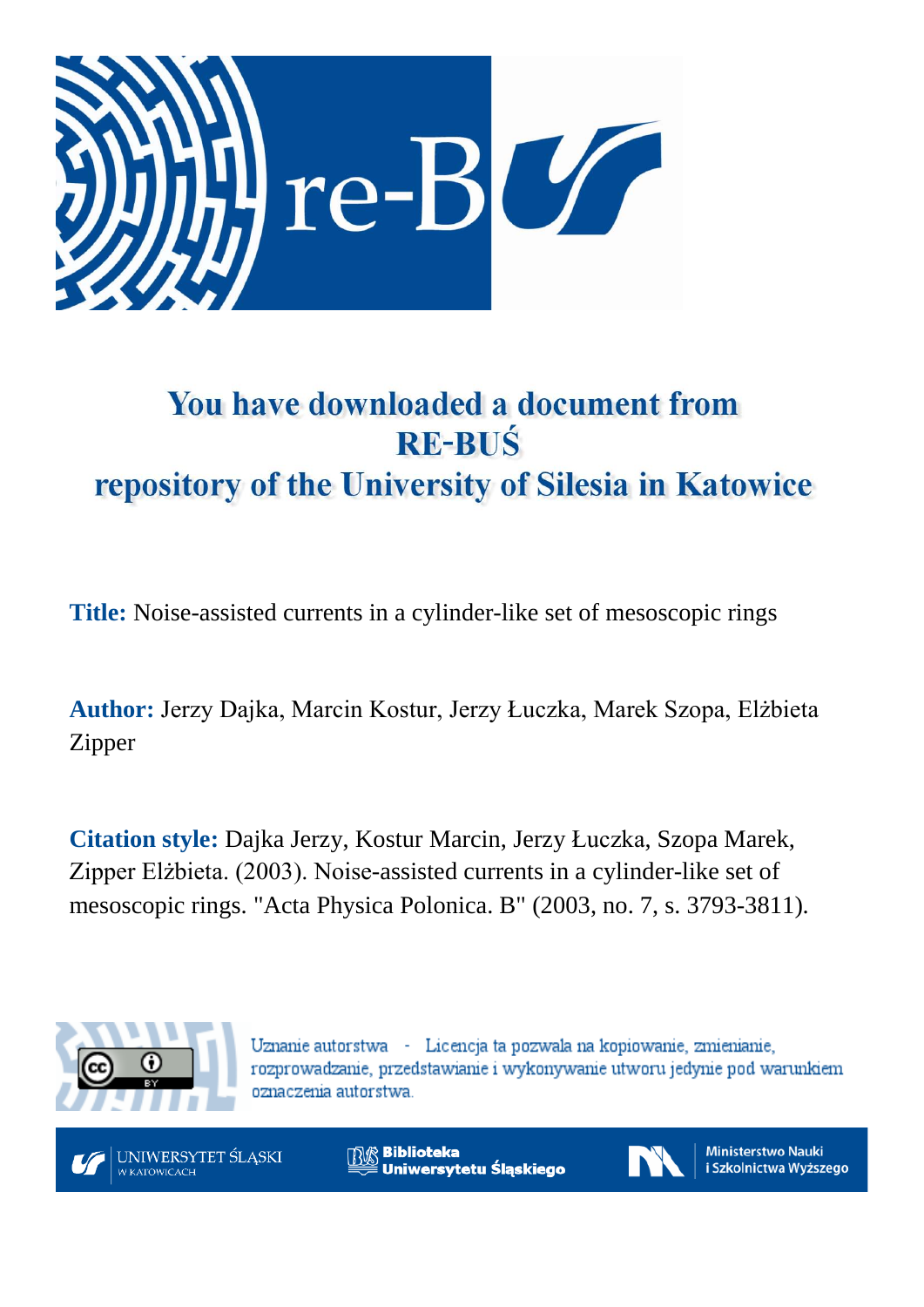# You have downloaded a document from RE-BUŚ repository of the University of Silesia in Katowice

**Title:** Noise-assisted currents in a cylinder-like set of mesoscopic rings

**Author:** Jerzy Dajka, Marcin Kostur, Jerzy Łuczka, Marek Szopa, Elżbieta Zipper

**Citation style:** Dajka Jerzy, Kostur Marcin, Jerzy Łuczka, Szopa Marek, Zipper Elżbieta. (2003). Noise-assisted currents in a cylinder-like set of mesoscopic rings. "Acta Physica Polonica. B" (2003, no. 7, s. 3793-3811).

Uznanie autorstwa - Licencja ta pozwala na kopiowanie, zmienianie, rozprowadzanie, przedstawianie i wykonywanie utworu jedynie pod warunkiem oznaczenia autorstwa.

UNIWERSYTET ŚLĄSKI W KATOWICACH

Biblioteka Uniwersytetu Śląskiego

Ministerstwo Nauki i Szkolnictwa Wyższego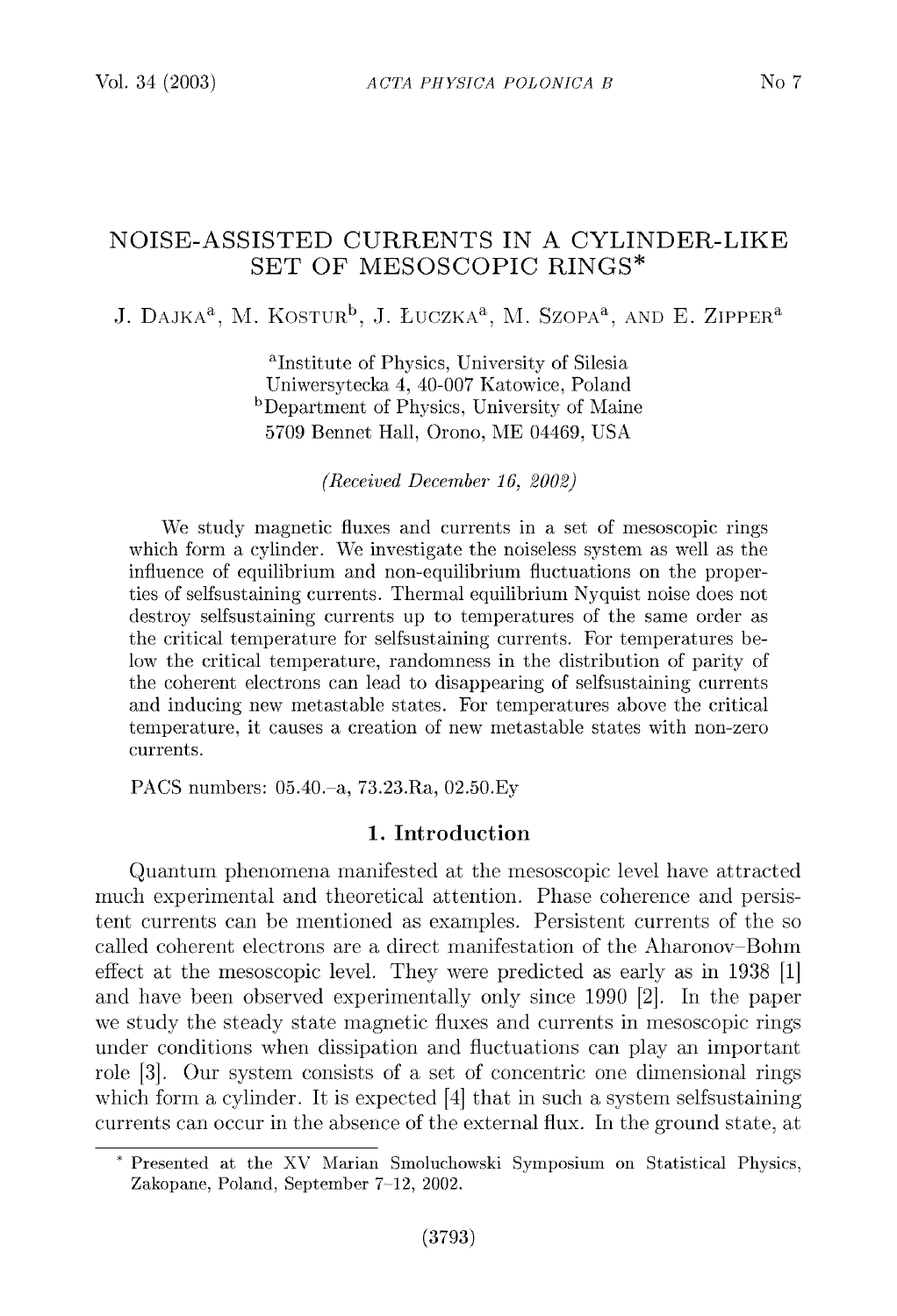# NOISE-ASSISTED CURRENTS IN A CYLINDER-LIKE SET OF MESOSCOPIC RINGS*

J. Dajka[a], M. Kostur[b], J. Łuczka[a], M. Szopa[a], and E. Zipper[a]

[a]Institute of Physics, University of Silesia
Uniwersytecka 4, 40-007 Katowice, Poland
[b]Department of Physics, University of Maine
5709 Bennet Hall, Orono, ME 04469, USA

*(Received December 16, 2002)*

We study magnetic fluxes and currents in a set of mesoscopic rings which form a cylinder. We investigate the noiseless system as well as the influence of equilibrium and non-equilibrium fluctuations on the properties of selfsustaining currents. Thermal equilibrium Nyquist noise does not destroy selfsustaining currents up to temperatures of the same order as the critical temperature for selfsustaining currents. For temperatures below the critical temperature, randomness in the distribution of parity of the coherent electrons can lead to disappearing of selfsustaining currents and inducing new metastable states. For temperatures above the critical temperature, it causes a creation of new metastable states with non-zero currents.

PACS numbers: 05.40.–a, 73.23.Ra, 02.50.Ey

## 1. Introduction

Quantum phenomena manifested at the mesoscopic level have attracted much experimental and theoretical attention. Phase coherence and persistent currents can be mentioned as examples. Persistent currents of the so called coherent electrons are a direct manifestation of the Aharonov–Bohm effect at the mesoscopic level. They were predicted as early as in 1938 [1] and have been observed experimentally only since 1990 [2]. In the paper we study the steady state magnetic fluxes and currents in mesoscopic rings under conditions when dissipation and fluctuations can play an important role [3]. Our system consists of a set of concentric one dimensional rings which form a cylinder. It is expected [4] that in such a system selfsustaining currents can occur in the absence of the external flux. In the ground state, at

* Presented at the XV Marian Smoluchowski Symposium on Statistical Physics, Zakopane, Poland, September 7–12, 2002.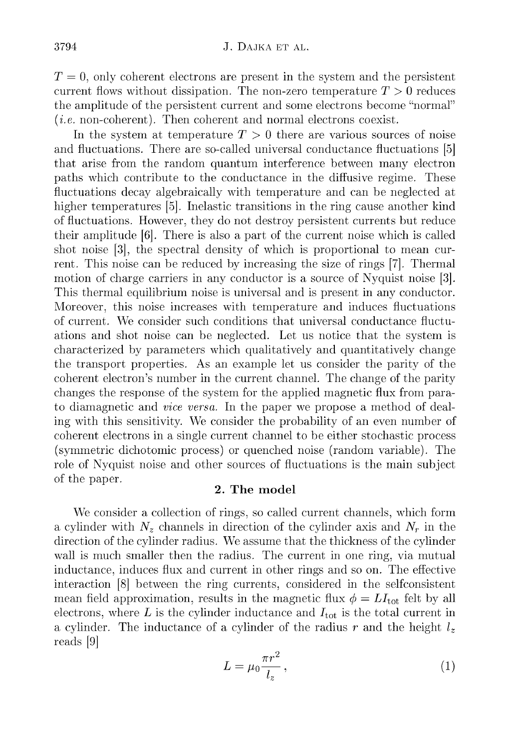$T = 0$, only coherent electrons are present in the system and the persistent current flows without dissipation. The non-zero temperature $T > 0$ reduces the amplitude of the persistent current and some electrons become "normal" (*i.e.* non-coherent). Then coherent and normal electrons coexist.

In the system at temperature $T > 0$ there are various sources of noise and fluctuations. There are so-called universal conductance fluctuations [5] that arise from the random quantum interference between many electron paths which contribute to the conductance in the diffusive regime. These fluctuations decay algebraically with temperature and can be neglected at higher temperatures [5]. Inelastic transitions in the ring cause another kind of fluctuations. However, they do not destroy persistent currents but reduce their amplitude [6]. There is also a part of the current noise which is called shot noise [3], the spectral density of which is proportional to mean current. This noise can be reduced by increasing the size of rings [7]. Thermal motion of charge carriers in any conductor is a source of Nyquist noise [3]. This thermal equilibrium noise is universal and is present in any conductor. Moreover, this noise increases with temperature and induces fluctuations of current. We consider such conditions that universal conductance fluctuations and shot noise can be neglected. Let us notice that the system is characterized by parameters which qualitatively and quantitatively change the transport properties. As an example let us consider the parity of the coherent electron's number in the current channel. The change of the parity changes the response of the system for the applied magnetic flux from para- to diamagnetic and *vice versa*. In the paper we propose a method of dealing with this sensitivity. We consider the probability of an even number of coherent electrons in a single current channel to be either stochastic process (symmetric dichotomic process) or quenched noise (random variable). The role of Nyquist noise and other sources of fluctuations is the main subject of the paper.

## 2. The model

We consider a collection of rings, so called current channels, which form a cylinder with $N_z$ channels in direction of the cylinder axis and $N_r$ in the direction of the cylinder radius. We assume that the thickness of the cylinder wall is much smaller then the radius. The current in one ring, via mutual inductance, induces flux and current in other rings and so on. The effective interaction [8] between the ring currents, considered in the selfconsistent mean field approximation, results in the magnetic flux $\phi = LI_{\text{tot}}$ felt by all electrons, where $L$ is the cylinder inductance and $I_{\text{tot}}$ is the total current in a cylinder. The inductance of a cylinder of the radius $r$ and the height $l_z$ reads [9]

$$L = \mu_0 \frac{\pi r^2}{l_z}, \tag{1}$$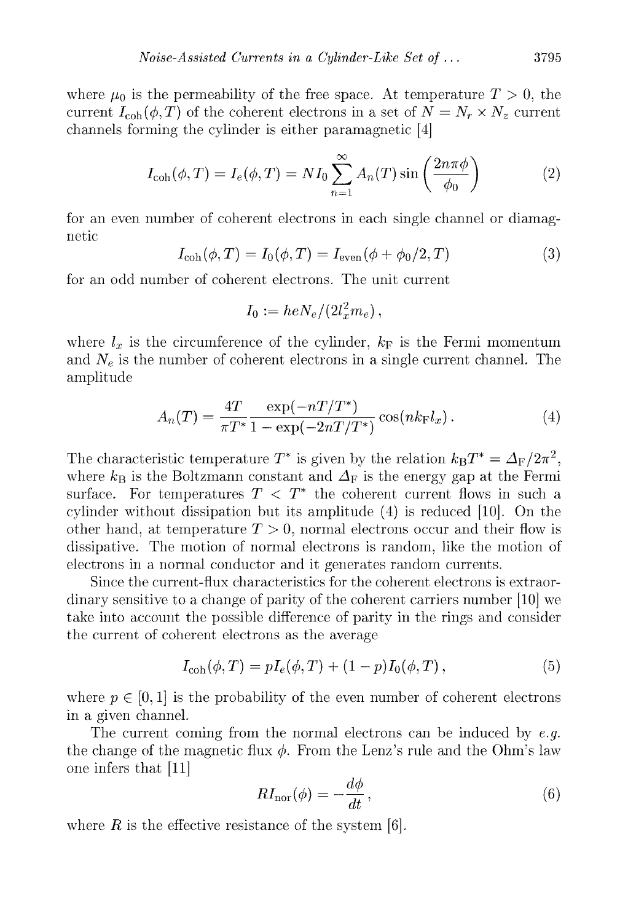where $\mu_0$ is the permeability of the free space. At temperature $T > 0$, the current $I_{\rm coh}(\phi, T)$ of the coherent electrons in a set of $N = N_r \times N_z$ current channels forming the cylinder is either paramagnetic [4]

$$I_{\rm coh}(\phi, T) = I_e(\phi, T) = N I_0 \sum_{n=1}^{\infty} A_n(T) \sin\left(\frac{2n\pi\phi}{\phi_0}\right) \tag{2}$$

for an even number of coherent electrons in each single channel or diamagnetic

$$I_{\rm coh}(\phi, T) = I_0(\phi, T) = I_{\rm even}(\phi + \phi_0/2, T) \tag{3}$$

for an odd number of coherent electrons. The unit current

$$I_0 := heN_e/(2l_x^2 m_e)\,,$$

where $l_x$ is the circumference of the cylinder, $k_{\rm F}$ is the Fermi momentum and $N_e$ is the number of coherent electrons in a single current channel. The amplitude

$$A_n(T) = \frac{4T}{\pi T^*} \frac{\exp(-nT/T^*)}{1 - \exp(-2nT/T^*)} \cos(nk_{\rm F}l_x)\,. \tag{4}$$

The characteristic temperature $T^*$ is given by the relation $k_{\rm B}T^* = \Delta_{\rm F}/2\pi^2$, where $k_{\rm B}$ is the Boltzmann constant and $\Delta_{\rm F}$ is the energy gap at the Fermi surface. For temperatures $T < T^*$ the coherent current flows in such a cylinder without dissipation but its amplitude (4) is reduced [10]. On the other hand, at temperature $T > 0$, normal electrons occur and their flow is dissipative. The motion of normal electrons is random, like the motion of electrons in a normal conductor and it generates random currents.

Since the current-flux characteristics for the coherent electrons is extraordinary sensitive to a change of parity of the coherent carriers number [10] we take into account the possible difference of parity in the rings and consider the current of coherent electrons as the average

$$I_{\rm coh}(\phi, T) = pI_e(\phi, T) + (1 - p)I_0(\phi, T)\,, \tag{5}$$

where $p \in [0, 1]$ is the probability of the even number of coherent electrons in a given channel.

The current coming from the normal electrons can be induced by *e.g.* the change of the magnetic flux $\phi$. From the Lenz's rule and the Ohm's law one infers that [11]

$$RI_{\rm nor}(\phi) = -\frac{d\phi}{dt}\,, \tag{6}$$

where $R$ is the effective resistance of the system [6].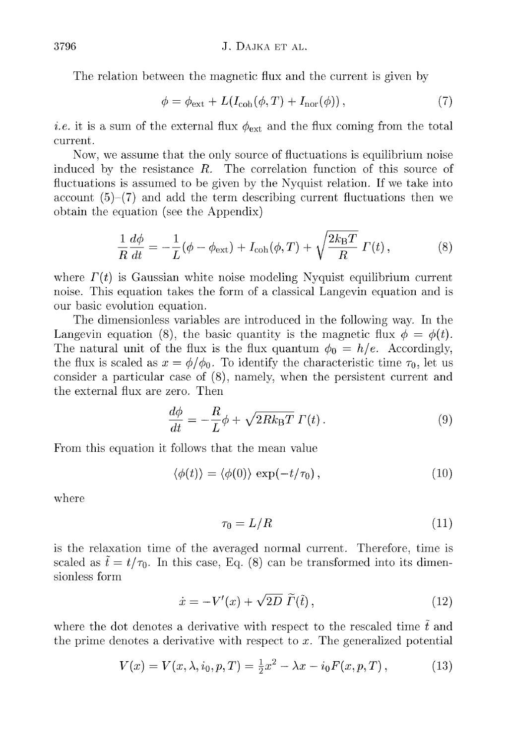The relation between the magnetic flux and the current is given by

$$\phi = \phi_{\rm ext} + L(I_{\rm coh}(\phi, T) + I_{\rm nor}(\phi)), \tag{7}$$

*i.e.* it is a sum of the external flux $\phi_{\rm ext}$ and the flux coming from the total current.

Now, we assume that the only source of fluctuations is equilibrium noise induced by the resistance $R$. The correlation function of this source of fluctuations is assumed to be given by the Nyquist relation. If we take into account (5)–(7) and add the term describing current fluctuations then we obtain the equation (see the Appendix)

$$\frac{1}{R}\frac{d\phi}{dt} = -\frac{1}{L}(\phi - \phi_{\rm ext}) + I_{\rm coh}(\phi, T) + \sqrt{\frac{2k_{\rm B}T}{R}}\,\Gamma(t), \tag{8}$$

where $\Gamma(t)$ is Gaussian white noise modeling Nyquist equilibrium current noise. This equation takes the form of a classical Langevin equation and is our basic evolution equation.

The dimensionless variables are introduced in the following way. In the Langevin equation (8), the basic quantity is the magnetic flux $\phi = \phi(t)$. The natural unit of the flux is the flux quantum $\phi_0 = h/e$. Accordingly, the flux is scaled as $x = \phi/\phi_0$. To identify the characteristic time $\tau_0$, let us consider a particular case of (8), namely, when the persistent current and the external flux are zero. Then

$$\frac{d\phi}{dt} = -\frac{R}{L}\phi + \sqrt{2Rk_{\rm B}T}\,\Gamma(t). \tag{9}$$

From this equation it follows that the mean value

$$\langle\phi(t)\rangle = \langle\phi(0)\rangle\exp(-t/\tau_0), \tag{10}$$

where

$$\tau_0 = L/R \tag{11}$$

is the relaxation time of the averaged normal current. Therefore, time is scaled as $\tilde{t} = t/\tau_0$. In this case, Eq. (8) can be transformed into its dimensionless form

$$\dot{x} = -V'(x) + \sqrt{2D}\,\tilde{\Gamma}(\tilde{t}), \tag{12}$$

where the dot denotes a derivative with respect to the rescaled time $\tilde{t}$ and the prime denotes a derivative with respect to $x$. The generalized potential

$$V(x) = V(x, \lambda, i_0, p, T) = \tfrac{1}{2}x^2 - \lambda x - i_0 F(x, p, T), \tag{13}$$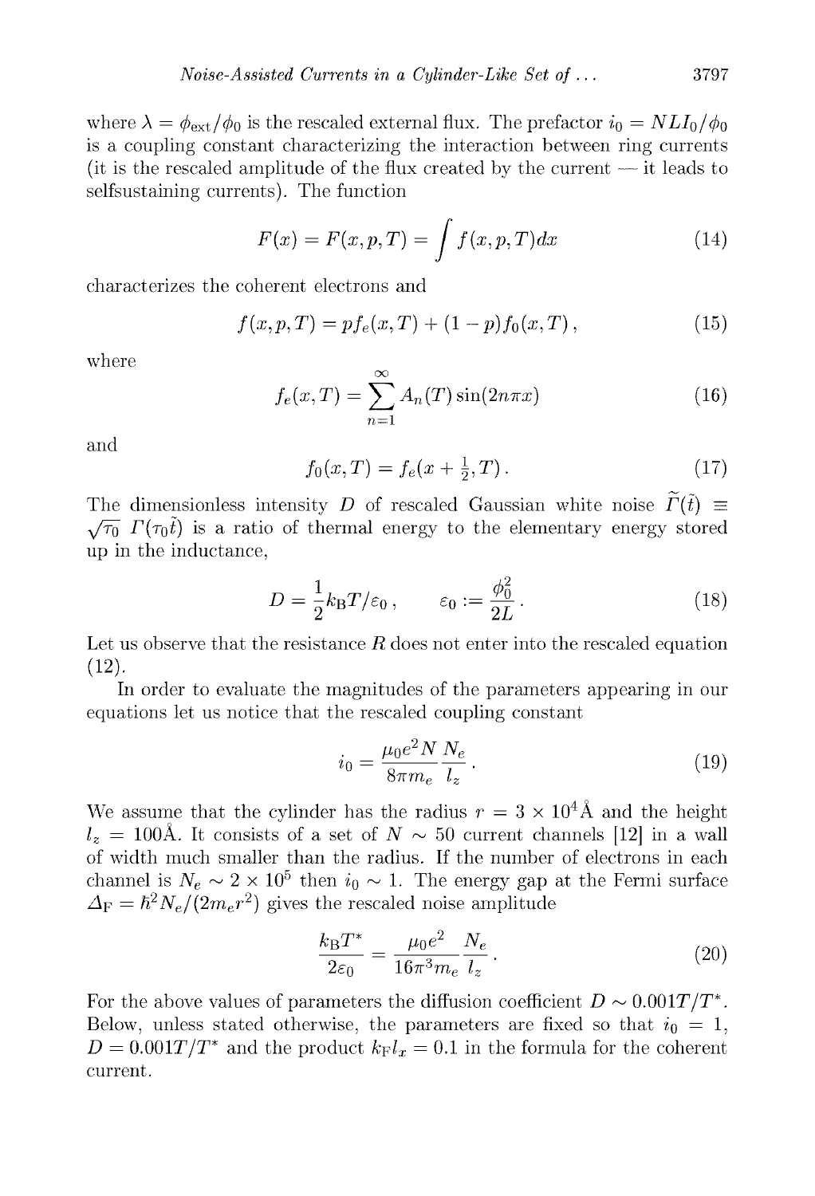where $\lambda = \phi_{\rm ext}/\phi_0$ is the rescaled external flux. The prefactor $i_0 = NLI_0/\phi_0$ is a coupling constant characterizing the interaction between ring currents (it is the rescaled amplitude of the flux created by the current — it leads to selfsustaining currents). The function

$$F(x) = F(x, p, T) = \int f(x, p, T) dx \tag{14}$$

characterizes the coherent electrons and

$$f(x, p, T) = p f_e(x, T) + (1 - p) f_0(x, T) , \tag{15}$$

where

$$f_e(x, T) = \sum_{n=1}^{\infty} A_n(T) \sin(2n\pi x) \tag{16}$$

and

$$f_0(x, T) = f_e(x + \tfrac{1}{2}, T) . \tag{17}$$

The dimensionless intensity $D$ of rescaled Gaussian white noise $\widetilde{\Gamma}(\tilde{t}) \equiv \sqrt{\tau_0}\ \Gamma(\tau_0 \tilde{t})$ is a ratio of thermal energy to the elementary energy stored up in the inductance,

$$D = \frac{1}{2} k_{\rm B} T / \varepsilon_0 , \qquad \varepsilon_0 := \frac{\phi_0^2}{2L} . \tag{18}$$

Let us observe that the resistance $R$ does not enter into the rescaled equation (12).

In order to evaluate the magnitudes of the parameters appearing in our equations let us notice that the rescaled coupling constant

$$i_0 = \frac{\mu_0 e^2 N}{8\pi m_e} \frac{N_e}{l_z} . \tag{19}$$

We assume that the cylinder has the radius $r = 3 \times 10^4$Å and the height $l_z = 100$Å. It consists of a set of $N \sim 50$ current channels [12] in a wall of width much smaller than the radius. If the number of electrons in each channel is $N_e \sim 2 \times 10^5$ then $i_0 \sim 1$. The energy gap at the Fermi surface $\Delta_{\rm F} = \hbar^2 N_e/(2 m_e r^2)$ gives the rescaled noise amplitude

$$\frac{k_{\rm B} T^*}{2\varepsilon_0} = \frac{\mu_0 e^2}{16\pi^3 m_e} \frac{N_e}{l_z} . \tag{20}$$

For the above values of parameters the diffusion coefficient $D \sim 0.001 T/T^*$. Below, unless stated otherwise, the parameters are fixed so that $i_0 = 1$, $D = 0.001 T/T^*$ and the product $k_{\rm F} l_x = 0.1$ in the formula for the coherent current.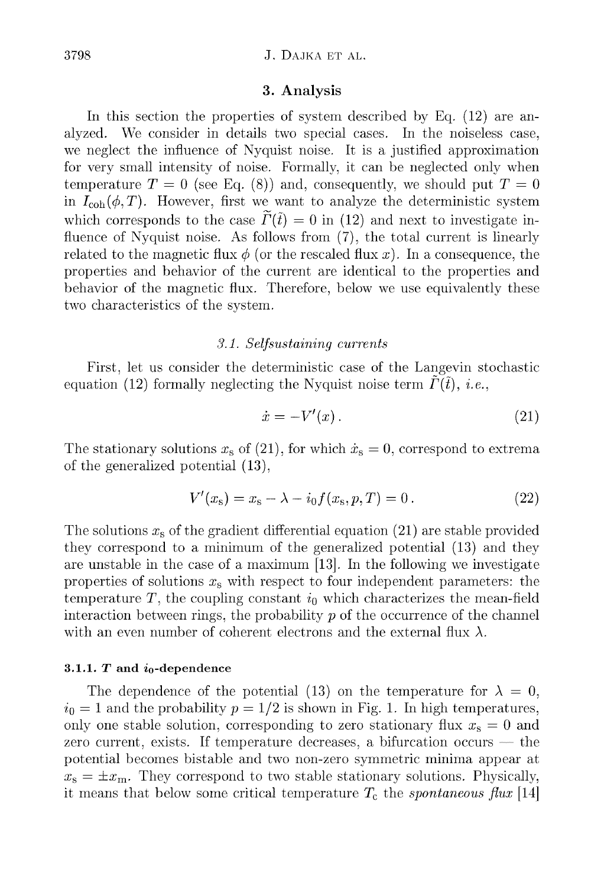## 3. Analysis

In this section the properties of system described by Eq. (12) are analyzed. We consider in details two special cases. In the noiseless case, we neglect the influence of Nyquist noise. It is a justified approximation for very small intensity of noise. Formally, it can be neglected only when temperature $T = 0$ (see Eq. (8)) and, consequently, we should put $T = 0$ in $I_{\rm coh}(\phi, T)$. However, first we want to analyze the deterministic system which corresponds to the case $\widetilde{\Gamma}(\tilde{t}) = 0$ in (12) and next to investigate influence of Nyquist noise. As follows from (7), the total current is linearly related to the magnetic flux $\phi$ (or the rescaled flux $x$). In a consequence, the properties and behavior of the current are identical to the properties and behavior of the magnetic flux. Therefore, below we use equivalently these two characteristics of the system.

### 3.1. Selfsustaining currents

First, let us consider the deterministic case of the Langevin stochastic equation (12) formally neglecting the Nyquist noise term $\widetilde{\Gamma}(\tilde{t})$, *i.e.*,

$$\dot{x} = -V'(x) \,. \tag{21}$$

The stationary solutions $x_{\rm s}$ of (21), for which $\dot{x}_{\rm s} = 0$, correspond to extrema of the generalized potential (13),

$$V'(x_{\rm s}) = x_{\rm s} - \lambda - i_0 f(x_{\rm s}, p, T) = 0 \,. \tag{22}$$

The solutions $x_{\rm s}$ of the gradient differential equation (21) are stable provided they correspond to a minimum of the generalized potential (13) and they are unstable in the case of a maximum [13]. In the following we investigate properties of solutions $x_{\rm s}$ with respect to four independent parameters: the temperature $T$, the coupling constant $i_0$ which characterizes the mean-field interaction between rings, the probability $p$ of the occurrence of the channel with an even number of coherent electrons and the external flux $\lambda$.

#### 3.1.1. $T$ and $i_0$-dependence

The dependence of the potential (13) on the temperature for $\lambda = 0$, $i_0 = 1$ and the probability $p = 1/2$ is shown in Fig. 1. In high temperatures, only one stable solution, corresponding to zero stationary flux $x_{\rm s} = 0$ and zero current, exists. If temperature decreases, a bifurcation occurs — the potential becomes bistable and two non-zero symmetric minima appear at $x_{\rm s} = \pm x_{\rm m}$. They correspond to two stable stationary solutions. Physically, it means that below some critical temperature $T_{\rm c}$ the *spontaneous flux* [14]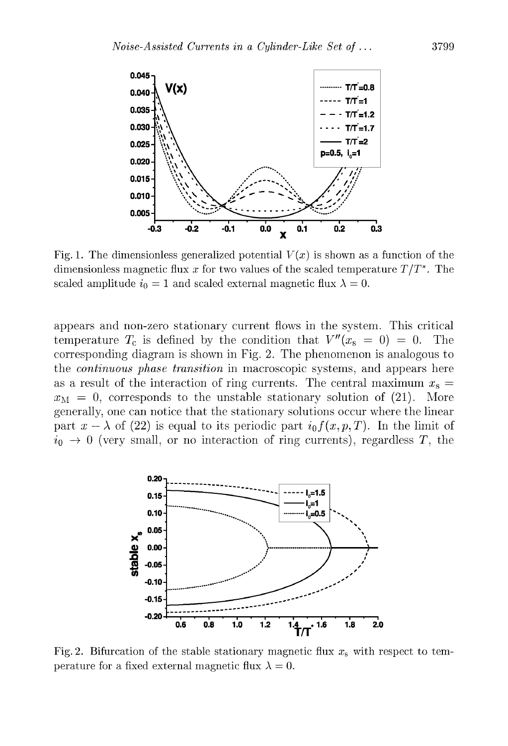Fig. 1. The dimensionless generalized potential $V(x)$ is shown as a function of the dimensionless magnetic flux $x$ for two values of the scaled temperature $T/T^*$. The scaled amplitude $i_0 = 1$ and scaled external magnetic flux $\lambda = 0$.

appears and non-zero stationary current flows in the system. This critical temperature $T_c$ is defined by the condition that $V''(x_s = 0) = 0$. The corresponding diagram is shown in Fig. 2. The phenomenon is analogous to the *continuous phase transition* in macroscopic systems, and appears here as a result of the interaction of ring currents. The central maximum $x_s = x_M = 0$, corresponds to the unstable stationary solution of (21). More generally, one can notice that the stationary solutions occur where the linear part $x - \lambda$ of (22) is equal to its periodic part $i_0 f(x, p, T)$. In the limit of $i_0 \to 0$ (very small, or no interaction of ring currents), regardless $T$, the

Fig. 2. Bifurcation of the stable stationary magnetic flux $x_s$ with respect to temperature for a fixed external magnetic flux $\lambda = 0$.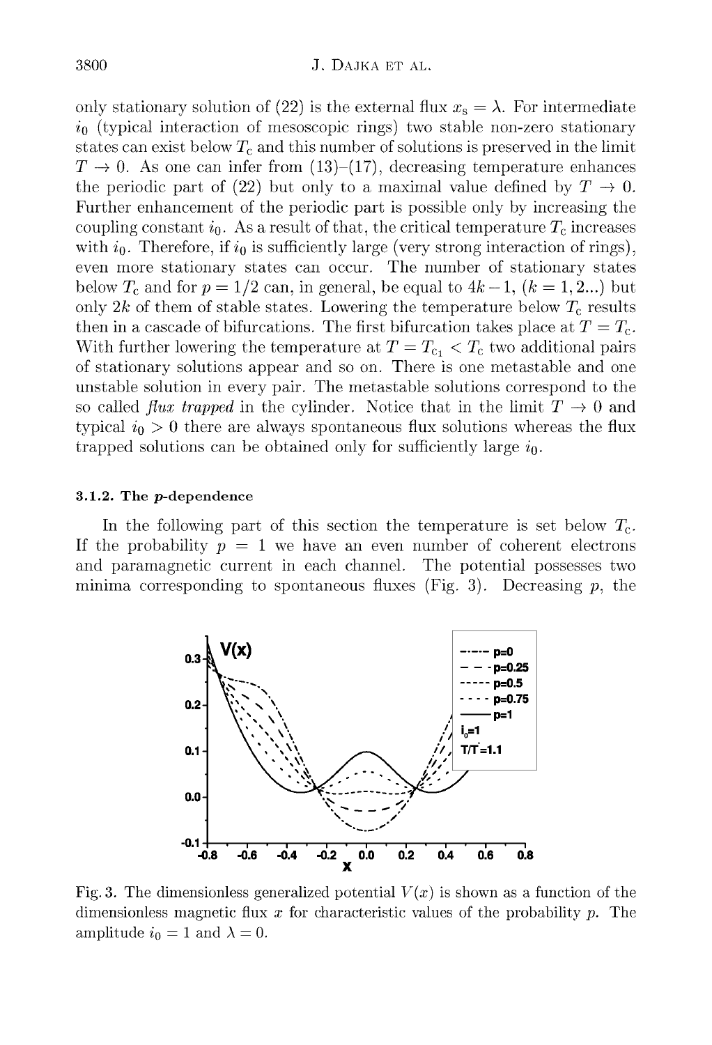only stationary solution of (22) is the external flux $x_s = \lambda$. For intermediate $i_0$ (typical interaction of mesoscopic rings) two stable non-zero stationary states can exist below $T_c$ and this number of solutions is preserved in the limit $T \to 0$. As one can infer from (13)–(17), decreasing temperature enhances the periodic part of (22) but only to a maximal value defined by $T \to 0$. Further enhancement of the periodic part is possible only by increasing the coupling constant $i_0$. As a result of that, the critical temperature $T_c$ increases with $i_0$. Therefore, if $i_0$ is sufficiently large (very strong interaction of rings), even more stationary states can occur. The number of stationary states below $T_c$ and for $p = 1/2$ can, in general, be equal to $4k-1$, ($k = 1, 2...$) but only $2k$ of them of stable states. Lowering the temperature below $T_c$ results then in a cascade of bifurcations. The first bifurcation takes place at $T = T_c$. With further lowering the temperature at $T = T_{c_1} < T_c$ two additional pairs of stationary solutions appear and so on. There is one metastable and one unstable solution in every pair. The metastable solutions correspond to the so called *flux trapped* in the cylinder. Notice that in the limit $T \to 0$ and typical $i_0 > 0$ there are always spontaneous flux solutions whereas the flux trapped solutions can be obtained only for sufficiently large $i_0$.

### 3.1.2. The $p$-dependence

In the following part of this section the temperature is set below $T_c$. If the probability $p = 1$ we have an even number of coherent electrons and paramagnetic current in each channel. The potential possesses two minima corresponding to spontaneous fluxes (Fig. 3). Decreasing $p$, the

Fig. 3. The dimensionless generalized potential $V(x)$ is shown as a function of the dimensionless magnetic flux $x$ for characteristic values of the probability $p$. The amplitude $i_0 = 1$ and $\lambda = 0$.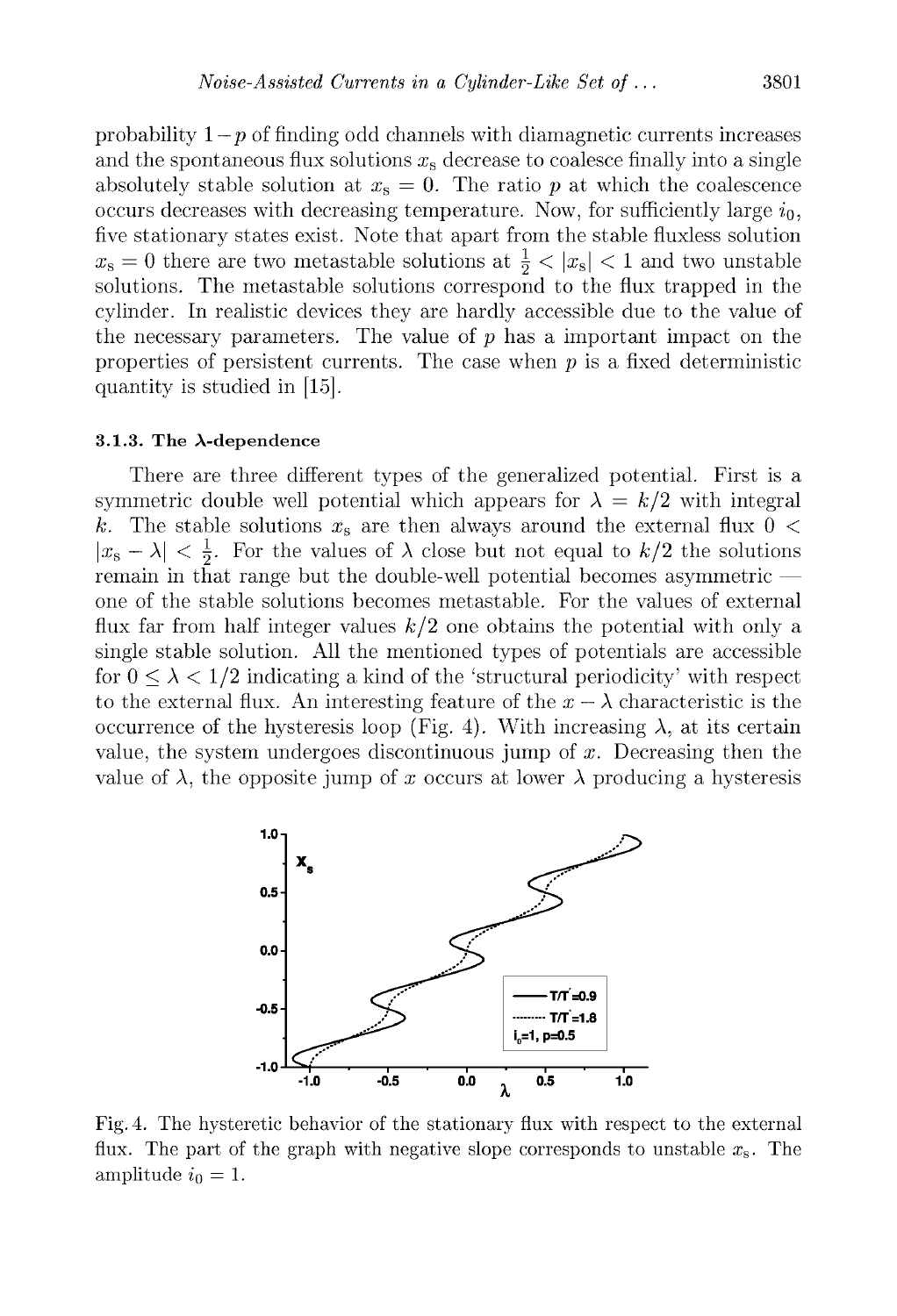probability $1-p$ of finding odd channels with diamagnetic currents increases and the spontaneous flux solutions $x_s$ decrease to coalesce finally into a single absolutely stable solution at $x_s = 0$. The ratio $p$ at which the coalescence occurs decreases with decreasing temperature. Now, for sufficiently large $i_0$, five stationary states exist. Note that apart from the stable fluxless solution $x_s = 0$ there are two metastable solutions at $\frac{1}{2} < |x_s| < 1$ and two unstable solutions. The metastable solutions correspond to the flux trapped in the cylinder. In realistic devices they are hardly accessible due to the value of the necessary parameters. The value of $p$ has a important impact on the properties of persistent currents. The case when $p$ is a fixed deterministic quantity is studied in [15].

#### 3.1.3. The $\lambda$-dependence

There are three different types of the generalized potential. First is a symmetric double well potential which appears for $\lambda = k/2$ with integral $k$. The stable solutions $x_s$ are then always around the external flux $0 < |x_s - \lambda| < \frac{1}{2}$. For the values of $\lambda$ close but not equal to $k/2$ the solutions remain in that range but the double-well potential becomes asymmetric — one of the stable solutions becomes metastable. For the values of external flux far from half integer values $k/2$ one obtains the potential with only a single stable solution. All the mentioned types of potentials are accessible for $0 \leq \lambda < 1/2$ indicating a kind of the 'structural periodicity' with respect to the external flux. An interesting feature of the $x - \lambda$ characteristic is the occurrence of the hysteresis loop (Fig. 4). With increasing $\lambda$, at its certain value, the system undergoes discontinuous jump of $x$. Decreasing then the value of $\lambda$, the opposite jump of $x$ occurs at lower $\lambda$ producing a hysteresis

Fig. 4. The hysteretic behavior of the stationary flux with respect to the external flux. The part of the graph with negative slope corresponds to unstable $x_s$. The amplitude $i_0 = 1$.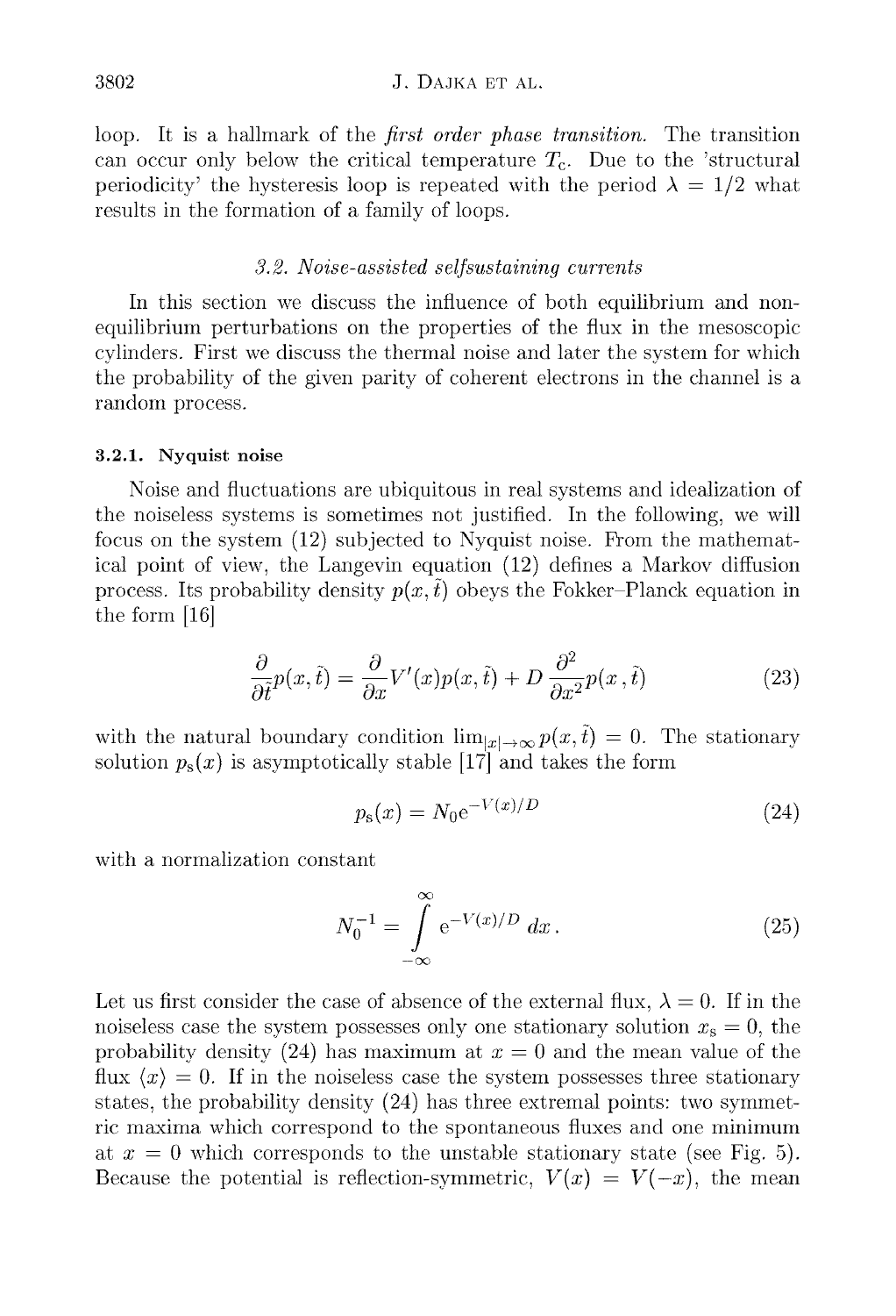loop. It is a hallmark of the *first order phase transition.* The transition can occur only below the critical temperature $T_c$. Due to the 'structural periodicity' the hysteresis loop is repeated with the period $\lambda = 1/2$ what results in the formation of a family of loops.

### 3.2. Noise-assisted selfsustaining currents

In this section we discuss the influence of both equilibrium and non-equilibrium perturbations on the properties of the flux in the mesoscopic cylinders. First we discuss the thermal noise and later the system for which the probability of the given parity of coherent electrons in the channel is a random process.

#### 3.2.1. Nyquist noise

Noise and fluctuations are ubiquitous in real systems and idealization of the noiseless systems is sometimes not justified. In the following, we will focus on the system (12) subjected to Nyquist noise. From the mathematical point of view, the Langevin equation (12) defines a Markov diffusion process. Its probability density $p(x,\tilde{t})$ obeys the Fokker–Planck equation in the form [16]

$$\frac{\partial}{\partial \tilde{t}}p(x,\tilde{t}) = \frac{\partial}{\partial x}V'(x)p(x,\tilde{t}) + D\,\frac{\partial^2}{\partial x^2}p(x\,,\tilde{t}) \tag{23}$$

with the natural boundary condition $\lim_{|x|\to\infty} p(x,\tilde{t}) = 0$. The stationary solution $p_s(x)$ is asymptotically stable [17] and takes the form

$$p_s(x) = N_0 e^{-V(x)/D} \tag{24}$$

with a normalization constant

$$N_0^{-1} = \int_{-\infty}^{\infty} e^{-V(x)/D}\,dx\,. \tag{25}$$

Let us first consider the case of absence of the external flux, $\lambda = 0$. If in the noiseless case the system possesses only one stationary solution $x_s = 0$, the probability density (24) has maximum at $x = 0$ and the mean value of the flux $\langle x \rangle = 0$. If in the noiseless case the system possesses three stationary states, the probability density (24) has three extremal points: two symmetric maxima which correspond to the spontaneous fluxes and one minimum at $x = 0$ which corresponds to the unstable stationary state (see Fig. 5). Because the potential is reflection-symmetric, $V(x) = V(-x)$, the mean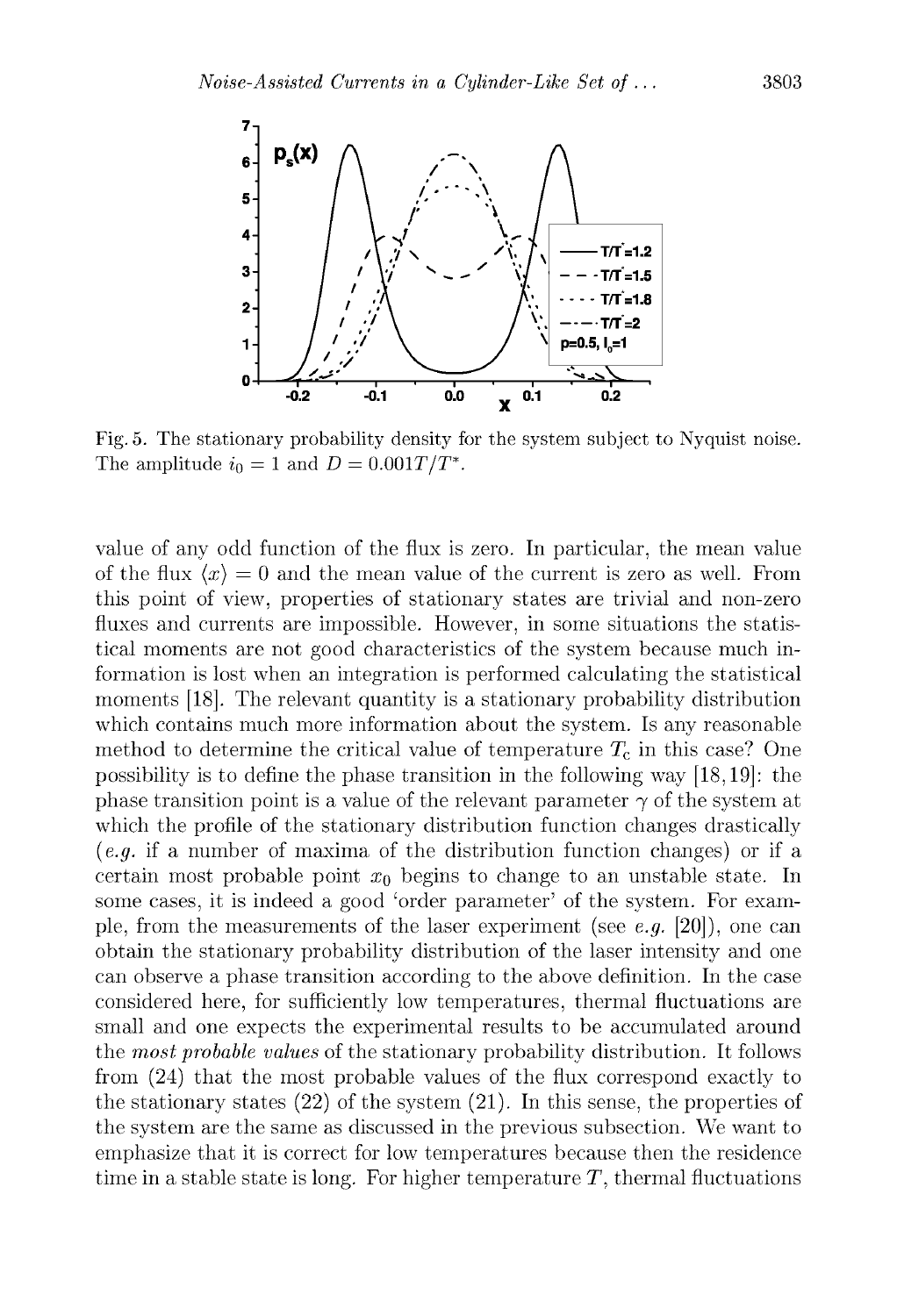Fig. 5. The stationary probability density for the system subject to Nyquist noise. The amplitude $i_0 = 1$ and $D = 0.001T/T^*$.

value of any odd function of the flux is zero. In particular, the mean value of the flux $\langle x \rangle = 0$ and the mean value of the current is zero as well. From this point of view, properties of stationary states are trivial and non-zero fluxes and currents are impossible. However, in some situations the statistical moments are not good characteristics of the system because much information is lost when an integration is performed calculating the statistical moments [18]. The relevant quantity is a stationary probability distribution which contains much more information about the system. Is any reasonable method to determine the critical value of temperature $T_c$ in this case? One possibility is to define the phase transition in the following way [18,19]: the phase transition point is a value of the relevant parameter $\gamma$ of the system at which the profile of the stationary distribution function changes drastically (*e.g.* if a number of maxima of the distribution function changes) or if a certain most probable point $x_0$ begins to change to an unstable state. In some cases, it is indeed a good 'order parameter' of the system. For example, from the measurements of the laser experiment (see *e.g.* [20]), one can obtain the stationary probability distribution of the laser intensity and one can observe a phase transition according to the above definition. In the case considered here, for sufficiently low temperatures, thermal fluctuations are small and one expects the experimental results to be accumulated around the *most probable values* of the stationary probability distribution. It follows from (24) that the most probable values of the flux correspond exactly to the stationary states (22) of the system (21). In this sense, the properties of the system are the same as discussed in the previous subsection. We want to emphasize that it is correct for low temperatures because then the residence time in a stable state is long. For higher temperature $T$, thermal fluctuations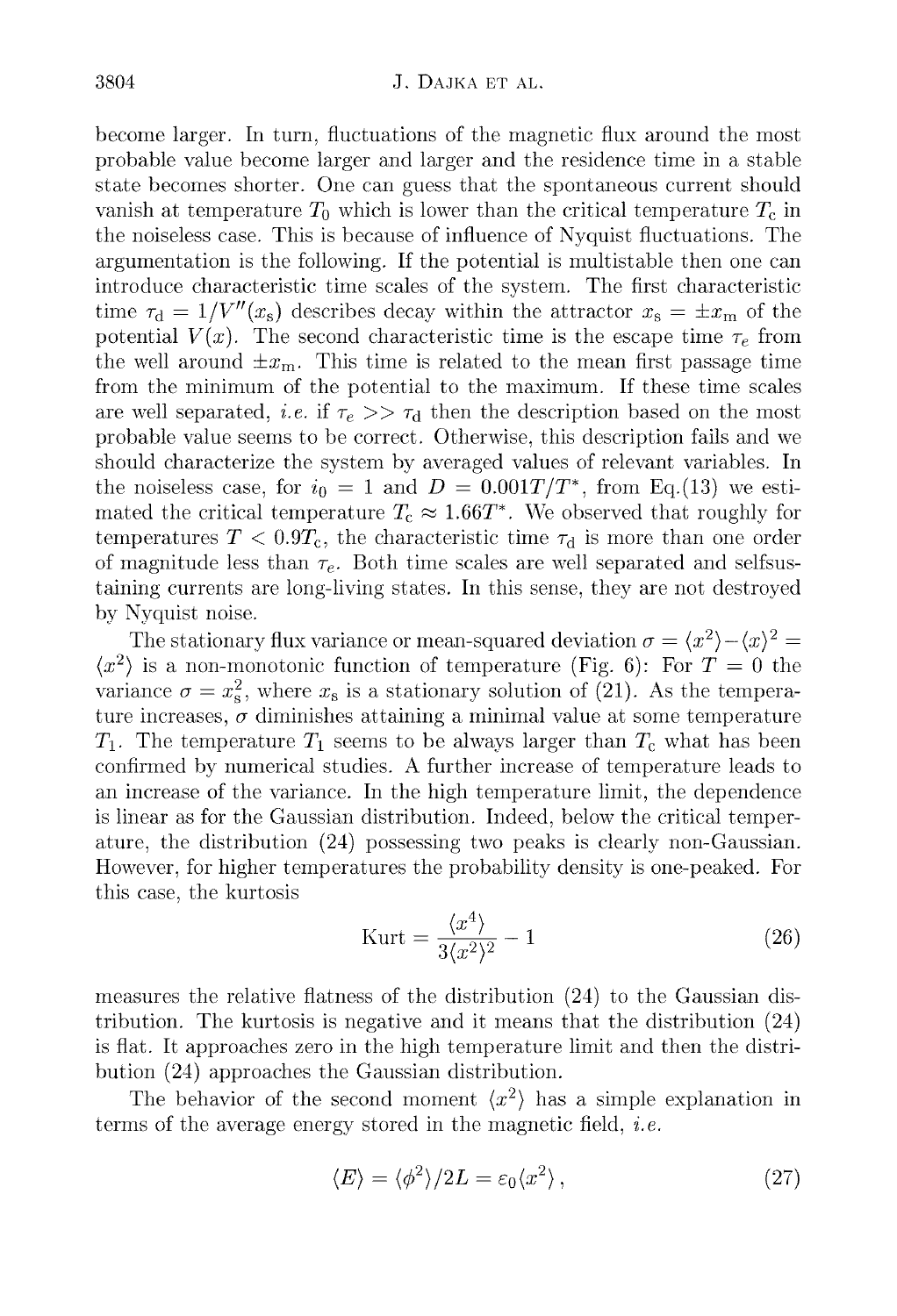become larger. In turn, fluctuations of the magnetic flux around the most probable value become larger and larger and the residence time in a stable state becomes shorter. One can guess that the spontaneous current should vanish at temperature $T_0$ which is lower than the critical temperature $T_c$ in the noiseless case. This is because of influence of Nyquist fluctuations. The argumentation is the following. If the potential is multistable then one can introduce characteristic time scales of the system. The first characteristic time $\tau_d = 1/V''(x_s)$ describes decay within the attractor $x_s = \pm x_m$ of the potential $V(x)$. The second characteristic time is the escape time $\tau_e$ from the well around $\pm x_m$. This time is related to the mean first passage time from the minimum of the potential to the maximum. If these time scales are well separated, *i.e.* if $\tau_e >> \tau_d$ then the description based on the most probable value seems to be correct. Otherwise, this description fails and we should characterize the system by averaged values of relevant variables. In the noiseless case, for $i_0 = 1$ and $D = 0.001T/T^*$, from Eq.(13) we estimated the critical temperature $T_c \approx 1.66T^*$. We observed that roughly for temperatures $T < 0.9T_c$, the characteristic time $\tau_d$ is more than one order of magnitude less than $\tau_e$. Both time scales are well separated and selfsustaining currents are long-living states. In this sense, they are not destroyed by Nyquist noise.

The stationary flux variance or mean-squared deviation $\sigma = \langle x^2 \rangle - \langle x \rangle^2 = \langle x^2 \rangle$ is a non-monotonic function of temperature (Fig. 6): For $T = 0$ the variance $\sigma = x_s^2$, where $x_s$ is a stationary solution of (21). As the temperature increases, $\sigma$ diminishes attaining a minimal value at some temperature $T_1$. The temperature $T_1$ seems to be always larger than $T_c$ what has been confirmed by numerical studies. A further increase of temperature leads to an increase of the variance. In the high temperature limit, the dependence is linear as for the Gaussian distribution. Indeed, below the critical temperature, the distribution (24) possessing two peaks is clearly non-Gaussian. However, for higher temperatures the probability density is one-peaked. For this case, the kurtosis

$$\text{Kurt} = \frac{\langle x^4 \rangle}{3\langle x^2 \rangle^2} - 1 \tag{26}$$

measures the relative flatness of the distribution (24) to the Gaussian distribution. The kurtosis is negative and it means that the distribution (24) is flat. It approaches zero in the high temperature limit and then the distribution (24) approaches the Gaussian distribution.

The behavior of the second moment $\langle x^2 \rangle$ has a simple explanation in terms of the average energy stored in the magnetic field, *i.e.*

$$\langle E \rangle = \langle \phi^2 \rangle / 2L = \varepsilon_0 \langle x^2 \rangle \,, \tag{27}$$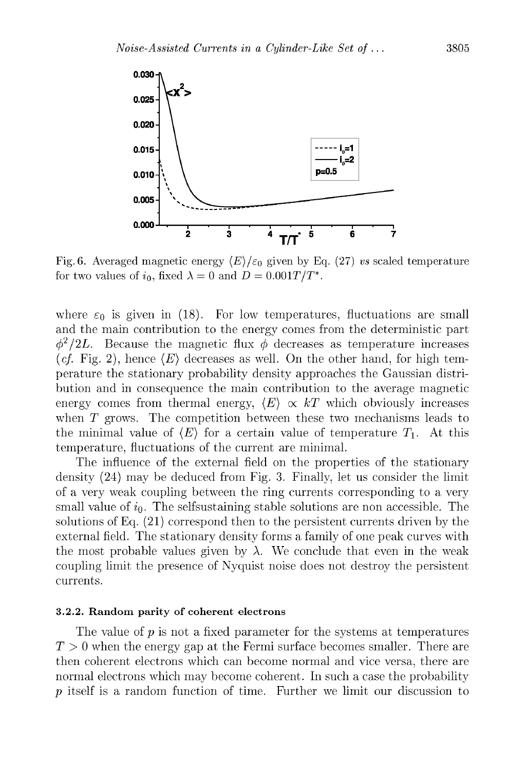Fig. 6. Averaged magnetic energy $\langle E\rangle/\varepsilon_0$ given by Eq. (27) *vs* scaled temperature for two values of $i_0$, fixed $\lambda = 0$ and $D = 0.001T/T^*$.

where $\varepsilon_0$ is given in (18). For low temperatures, fluctuations are small and the main contribution to the energy comes from the deterministic part $\phi^2/2L$. Because the magnetic flux $\phi$ decreases as temperature increases (*cf.* Fig. 2), hence $\langle E\rangle$ decreases as well. On the other hand, for high temperature the stationary probability density approaches the Gaussian distribution and in consequence the main contribution to the average magnetic energy comes from thermal energy, $\langle E\rangle \propto kT$ which obviously increases when $T$ grows. The competition between these two mechanisms leads to the minimal value of $\langle E\rangle$ for a certain value of temperature $T_1$. At this temperature, fluctuations of the current are minimal.

The influence of the external field on the properties of the stationary density (24) may be deduced from Fig. 3. Finally, let us consider the limit of a very weak coupling between the ring currents corresponding to a very small value of $i_0$. The selfsustaining stable solutions are non accessible. The solutions of Eq. (21) correspond then to the persistent currents driven by the external field. The stationary density forms a family of one peak curves with the most probable values given by $\lambda$. We conclude that even in the weak coupling limit the presence of Nyquist noise does not destroy the persistent currents.

### 3.2.2. Random parity of coherent electrons

The value of $p$ is not a fixed parameter for the systems at temperatures $T > 0$ when the energy gap at the Fermi surface becomes smaller. There are then coherent electrons which can become normal and vice versa, there are normal electrons which may become coherent. In such a case the probability $p$ itself is a random function of time. Further we limit our discussion to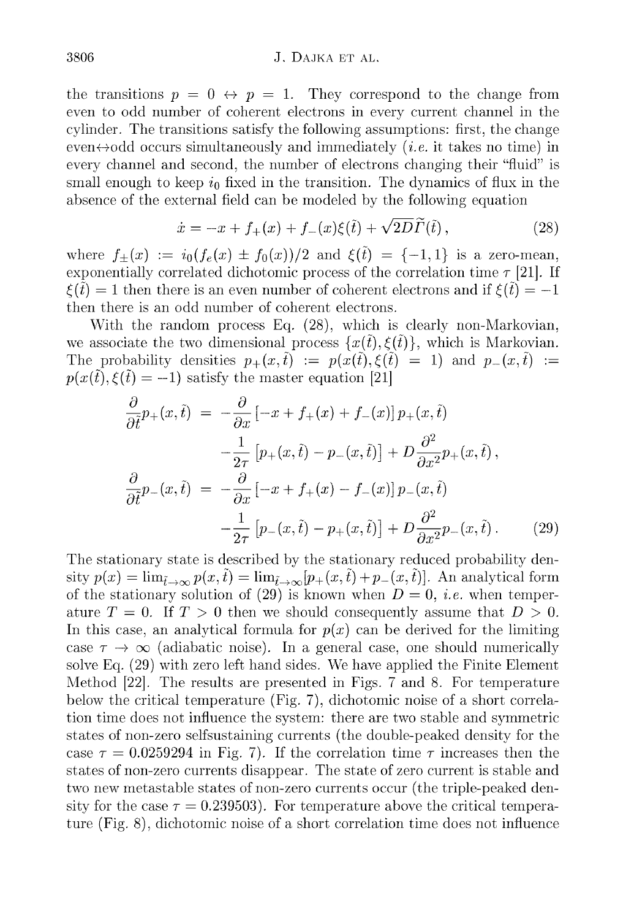the transitions $p = 0 \leftrightarrow p = 1$. They correspond to the change from even to odd number of coherent electrons in every current channel in the cylinder. The transitions satisfy the following assumptions: first, the change even$\leftrightarrow$odd occurs simultaneously and immediately (*i.e.* it takes no time) in every channel and second, the number of electrons changing their "fluid" is small enough to keep $i_0$ fixed in the transition. The dynamics of flux in the absence of the external field can be modeled by the following equation

$$\dot{x} = -x + f_+(x) + f_-(x)\xi(\tilde{t}) + \sqrt{2D}\tilde{\Gamma}(\tilde{t}), \tag{28}$$

where $f_\pm(x) := i_0(f_e(x) \pm f_0(x))/2$ and $\xi(\tilde{t}) = \{-1, 1\}$ is a zero-mean, exponentially correlated dichotomic process of the correlation time $\tau$ [21]. If $\xi(\tilde{t}) = 1$ then there is an even number of coherent electrons and if $\xi(\tilde{t}) = -1$ then there is an odd number of coherent electrons.

With the random process Eq. (28), which is clearly non-Markovian, we associate the two dimensional process $\{x(\tilde{t}), \xi(\tilde{t})\}$, which is Markovian. The probability densities $p_+(x, \tilde{t}) := p(x(\tilde{t}), \xi(\tilde{t}) = 1)$ and $p_-(x, \tilde{t}) := p(x(\tilde{t}), \xi(\tilde{t}) = -1)$ satisfy the master equation [21]

$$\begin{aligned}
\frac{\partial}{\partial \tilde{t}} p_+(x, \tilde{t}) &= -\frac{\partial}{\partial x}\left[-x + f_+(x) + f_-(x)\right] p_+(x, \tilde{t}) \\
&\quad - \frac{1}{2\tau}\left[p_+(x, \tilde{t}) - p_-(x, \tilde{t})\right] + D\frac{\partial^2}{\partial x^2} p_+(x, \tilde{t}), \\
\frac{\partial}{\partial \tilde{t}} p_-(x, \tilde{t}) &= -\frac{\partial}{\partial x}\left[-x + f_+(x) - f_-(x)\right] p_-(x, \tilde{t}) \\
&\quad - \frac{1}{2\tau}\left[p_-(x, \tilde{t}) - p_+(x, \tilde{t})\right] + D\frac{\partial^2}{\partial x^2} p_-(x, \tilde{t}).
\end{aligned} \tag{29}$$

The stationary state is described by the stationary reduced probability density $p(x) = \lim_{\tilde{t}\to\infty} p(x, \tilde{t}) = \lim_{\tilde{t}\to\infty}[p_+(x, \tilde{t}) + p_-(x, \tilde{t})]$. An analytical form of the stationary solution of (29) is known when $D = 0$, *i.e.* when temperature $T = 0$. If $T > 0$ then we should consequently assume that $D > 0$. In this case, an analytical formula for $p(x)$ can be derived for the limiting case $\tau \to \infty$ (adiabatic noise). In a general case, one should numerically solve Eq. (29) with zero left hand sides. We have applied the Finite Element Method [22]. The results are presented in Figs. 7 and 8. For temperature below the critical temperature (Fig. 7), dichotomic noise of a short correlation time does not influence the system: there are two stable and symmetric states of non-zero selfsustaining currents (the double-peaked density for the case $\tau = 0.0259294$ in Fig. 7). If the correlation time $\tau$ increases then the states of non-zero currents disappear. The state of zero current is stable and two new metastable states of non-zero currents occur (the triple-peaked density for the case $\tau = 0.239503$). For temperature above the critical temperature (Fig. 8), dichotomic noise of a short correlation time does not influence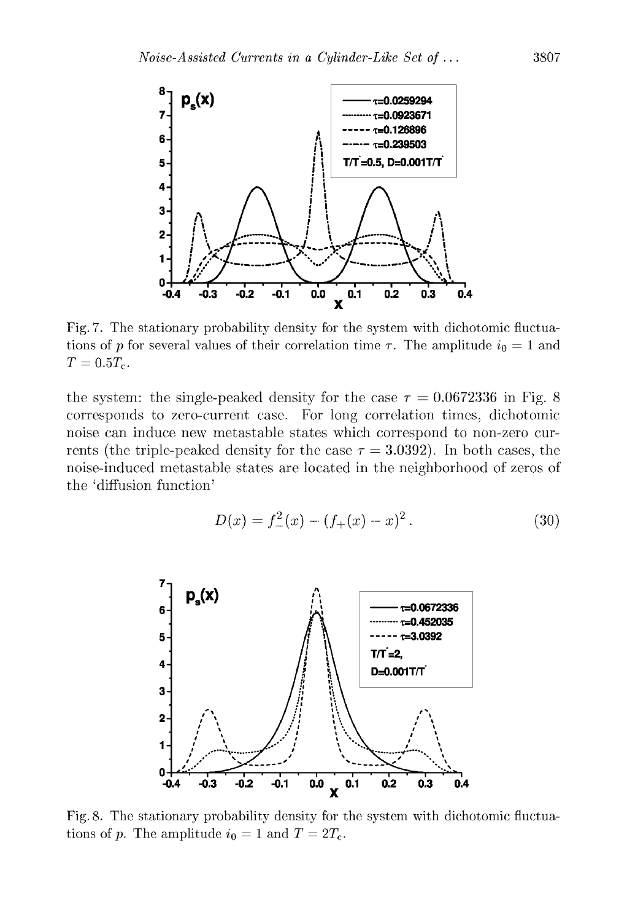Fig. 7. The stationary probability density for the system with dichotomic fluctuations of $p$ for several values of their correlation time $\tau$. The amplitude $i_0 = 1$ and $T = 0.5T_c$.

the system: the single-peaked density for the case $\tau = 0.0672336$ in Fig. 8 corresponds to zero-current case. For long correlation times, dichotomic noise can induce new metastable states which correspond to non-zero currents (the triple-peaked density for the case $\tau = 3.0392$). In both cases, the noise-induced metastable states are located in the neighborhood of zeros of the 'diffusion function'

$$D(x) = f_-^2(x) - (f_+(x) - x)^2 . \tag{30}$$

Fig. 8. The stationary probability density for the system with dichotomic fluctuations of $p$. The amplitude $i_0 = 1$ and $T = 2T_c$.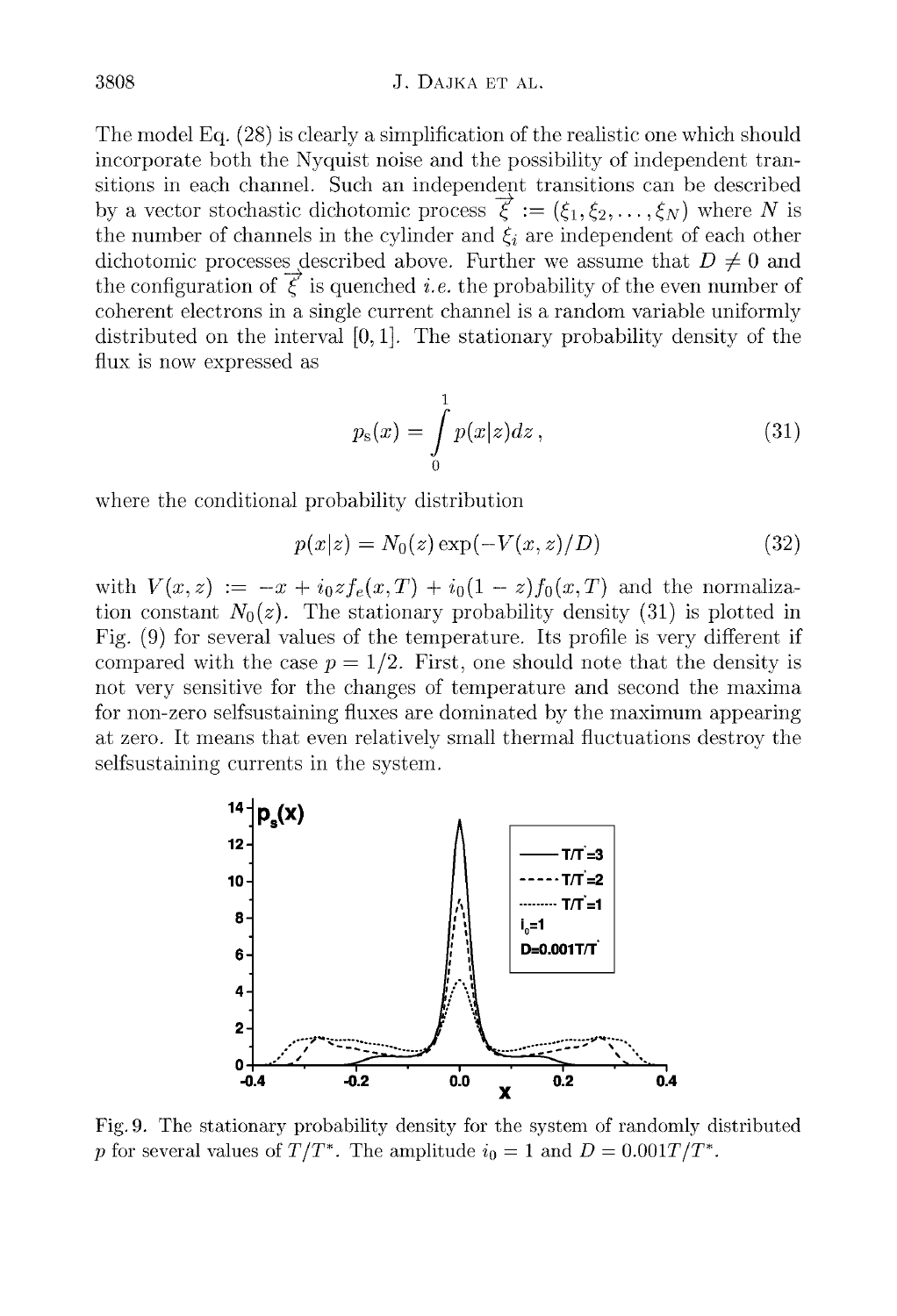The model Eq. (28) is clearly a simplification of the realistic one which should incorporate both the Nyquist noise and the possibility of independent transitions in each channel. Such an independent transitions can be described by a vector stochastic dichotomic process $\vec{\xi} := (\xi_1, \xi_2, \ldots, \xi_N)$ where $N$ is the number of channels in the cylinder and $\xi_i$ are independent of each other dichotomic processes described above. Further we assume that $D \neq 0$ and the configuration of $\vec{\xi}$ is quenched *i.e.* the probability of the even number of coherent electrons in a single current channel is a random variable uniformly distributed on the interval $[0, 1]$. The stationary probability density of the flux is now expressed as

$$p_s(x) = \int_0^1 p(x|z)dz\,, \tag{31}$$

where the conditional probability distribution

$$p(x|z) = N_0(z)\exp(-V(x,z)/D) \tag{32}$$

with $V(x,z) := -x + i_0 z f_e(x,T) + i_0(1-z)f_0(x,T)$ and the normalization constant $N_0(z)$. The stationary probability density (31) is plotted in Fig. (9) for several values of the temperature. Its profile is very different if compared with the case $p = 1/2$. First, one should note that the density is not very sensitive for the changes of temperature and second the maxima for non-zero selfsustaining fluxes are dominated by the maximum appearing at zero. It means that even relatively small thermal fluctuations destroy the selfsustaining currents in the system.

Fig. 9. The stationary probability density for the system of randomly distributed $p$ for several values of $T/T^*$. The amplitude $i_0 = 1$ and $D = 0.001T/T^*$.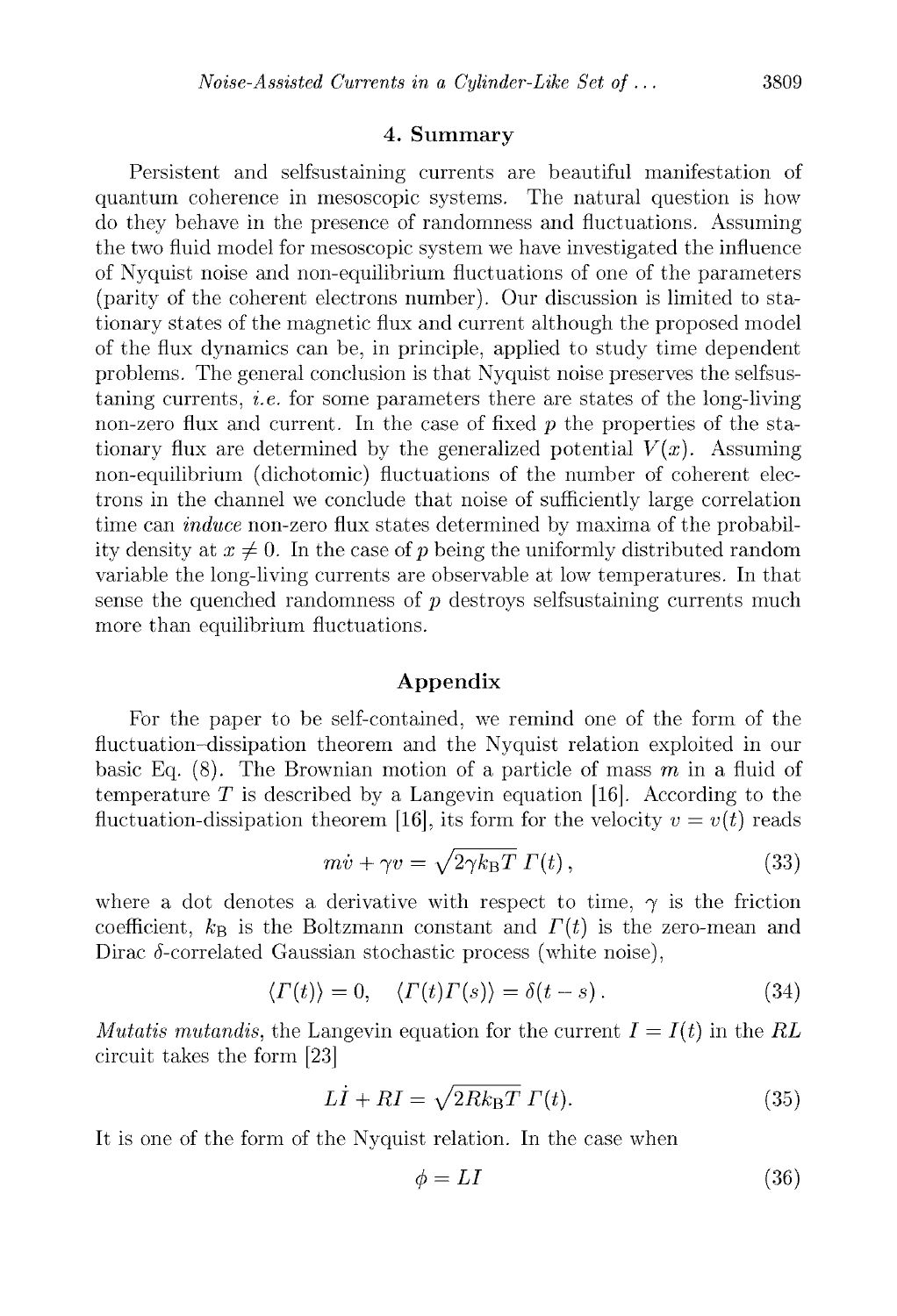## 4. Summary

Persistent and selfsustaining currents are beautiful manifestation of quantum coherence in mesoscopic systems. The natural question is how do they behave in the presence of randomness and fluctuations. Assuming the two fluid model for mesoscopic system we have investigated the influence of Nyquist noise and non-equilibrium fluctuations of one of the parameters (parity of the coherent electrons number). Our discussion is limited to stationary states of the magnetic flux and current although the proposed model of the flux dynamics can be, in principle, applied to study time dependent problems. The general conclusion is that Nyquist noise preserves the selfsustaning currents, *i.e.* for some parameters there are states of the long-living non-zero flux and current. In the case of fixed $p$ the properties of the stationary flux are determined by the generalized potential $V(x)$. Assuming non-equilibrium (dichotomic) fluctuations of the number of coherent electrons in the channel we conclude that noise of sufficiently large correlation time can *induce* non-zero flux states determined by maxima of the probability density at $x \neq 0$. In the case of $p$ being the uniformly distributed random variable the long-living currents are observable at low temperatures. In that sense the quenched randomness of $p$ destroys selfsustaining currents much more than equilibrium fluctuations.

## Appendix

For the paper to be self-contained, we remind one of the form of the fluctuation–dissipation theorem and the Nyquist relation exploited in our basic Eq. (8). The Brownian motion of a particle of mass $m$ in a fluid of temperature $T$ is described by a Langevin equation [16]. According to the fluctuation-dissipation theorem [16], its form for the velocity $v = v(t)$ reads

$$m\dot{v} + \gamma v = \sqrt{2\gamma k_{\mathrm{B}} T}\, \Gamma(t)\,, \tag{33}$$

where a dot denotes a derivative with respect to time, $\gamma$ is the friction coefficient, $k_{\mathrm{B}}$ is the Boltzmann constant and $\Gamma(t)$ is the zero-mean and Dirac $\delta$-correlated Gaussian stochastic process (white noise),

$$\langle \Gamma(t) \rangle = 0, \quad \langle \Gamma(t)\Gamma(s) \rangle = \delta(t-s)\,. \tag{34}$$

*Mutatis mutandis*, the Langevin equation for the current $I = I(t)$ in the $RL$ circuit takes the form [23]

$$L\dot{I} + RI = \sqrt{2Rk_{\mathrm{B}}T}\, \Gamma(t). \tag{35}$$

It is one of the form of the Nyquist relation. In the case when

$$\phi = LI \tag{36}$$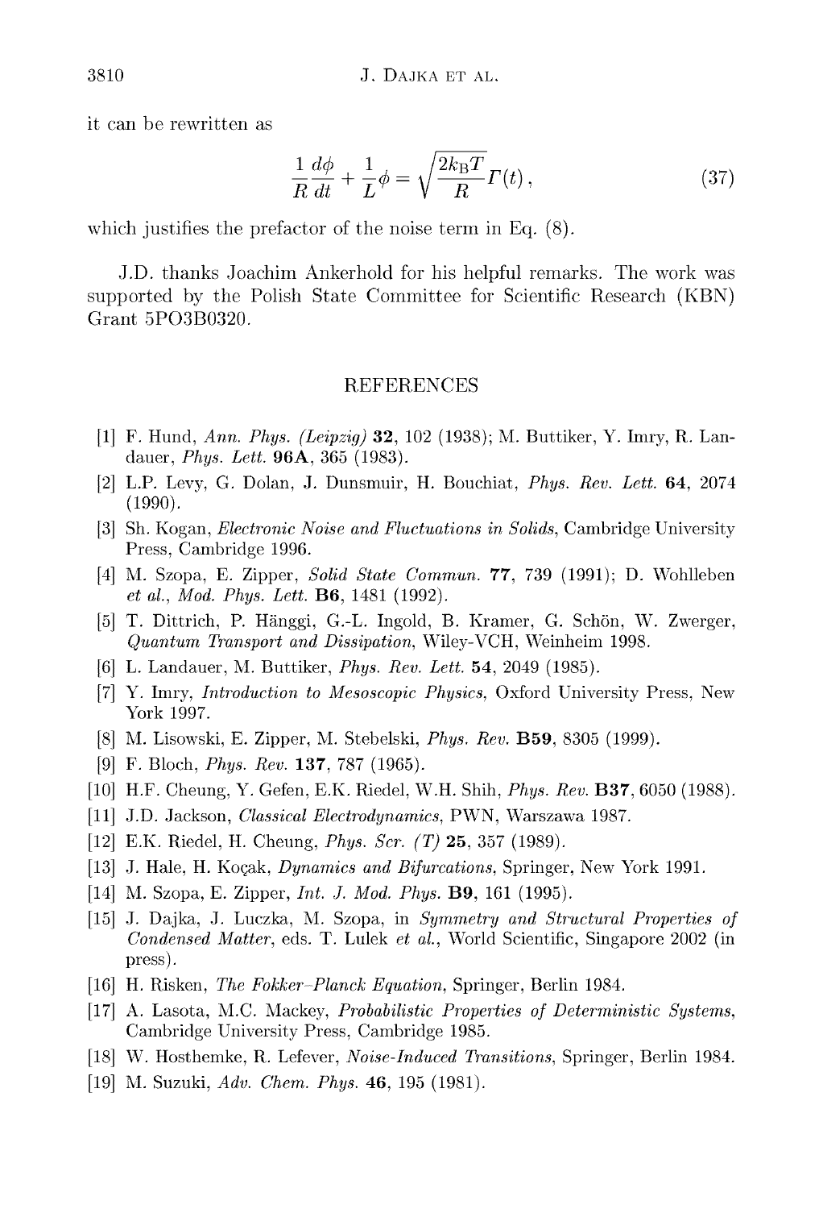it can be rewritten as

$$\frac{1}{R}\frac{d\phi}{dt} + \frac{1}{L}\phi = \sqrt{\frac{2k_{\mathrm{B}}T}{R}}\,\Gamma(t)\,, \tag{37}$$

which justifies the prefactor of the noise term in Eq. (8).

J.D. thanks Joachim Ankerhold for his helpful remarks. The work was supported by the Polish State Committee for Scientific Research (KBN) Grant 5PO3B0320.

## REFERENCES

[1] F. Hund, *Ann. Phys. (Leipzig)* **32**, 102 (1938); M. Buttiker, Y. Imry, R. Landauer, *Phys. Lett.* **96A**, 365 (1983).

[2] L.P. Levy, G. Dolan, J. Dunsmuir, H. Bouchiat, *Phys. Rev. Lett.* **64**, 2074 (1990).

[3] Sh. Kogan, *Electronic Noise and Fluctuations in Solids*, Cambridge University Press, Cambridge 1996.

[4] M. Szopa, E. Zipper, *Solid State Commun.* **77**, 739 (1991); D. Wohlleben *et al.*, *Mod. Phys. Lett.* **B6**, 1481 (1992).

[5] T. Dittrich, P. Hänggi, G.-L. Ingold, B. Kramer, G. Schön, W. Zwerger, *Quantum Transport and Dissipation*, Wiley-VCH, Weinheim 1998.

[6] L. Landauer, M. Buttiker, *Phys. Rev. Lett.* **54**, 2049 (1985).

[7] Y. Imry, *Introduction to Mesoscopic Physics*, Oxford University Press, New York 1997.

[8] M. Lisowski, E. Zipper, M. Stebelski, *Phys. Rev.* **B59**, 8305 (1999).

[9] F. Bloch, *Phys. Rev.* **137**, 787 (1965).

[10] H.F. Cheung, Y. Gefen, E.K. Riedel, W.H. Shih, *Phys. Rev.* **B37**, 6050 (1988).

[11] J.D. Jackson, *Classical Electrodynamics*, PWN, Warszawa 1987.

[12] E.K. Riedel, H. Cheung, *Phys. Scr. (T)* **25**, 357 (1989).

[13] J. Hale, H. Koçak, *Dynamics and Bifurcations*, Springer, New York 1991.

[14] M. Szopa, E. Zipper, *Int. J. Mod. Phys.* **B9**, 161 (1995).

[15] J. Dajka, J. Luczka, M. Szopa, in *Symmetry and Structural Properties of Condensed Matter*, eds. T. Lulek *et al.*, World Scientific, Singapore 2002 (in press).

[16] H. Risken, *The Fokker–Planck Equation*, Springer, Berlin 1984.

[17] A. Lasota, M.C. Mackey, *Probabilistic Properties of Deterministic Systems*, Cambridge University Press, Cambridge 1985.

[18] W. Hosthemke, R. Lefever, *Noise-Induced Transitions*, Springer, Berlin 1984.

[19] M. Suzuki, *Adv. Chem. Phys.* **46**, 195 (1981).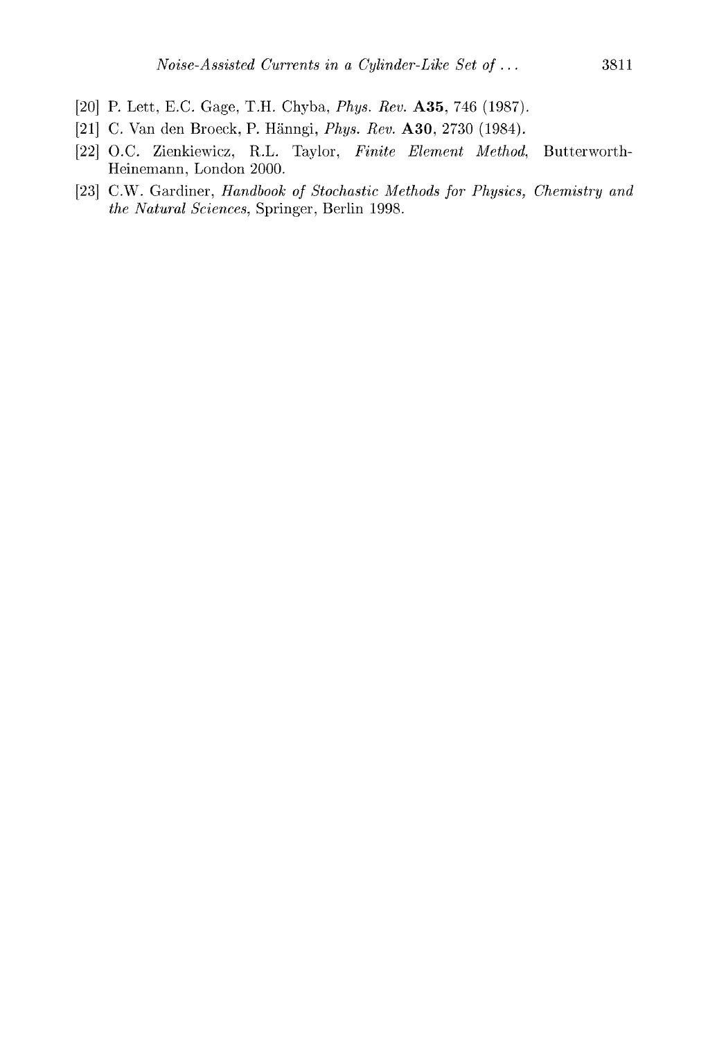[20] P. Lett, E.C. Gage, T.H. Chyba, *Phys. Rev.* **A35**, 746 (1987).

[21] C. Van den Broeck, P. Hänngi, *Phys. Rev.* **A30**, 2730 (1984).

[22] O.C. Zienkiewicz, R.L. Taylor, *Finite Element Method*, Butterworth-Heinemann, London 2000.

[23] C.W. Gardiner, *Handbook of Stochastic Methods for Physics, Chemistry and the Natural Sciences*, Springer, Berlin 1998.